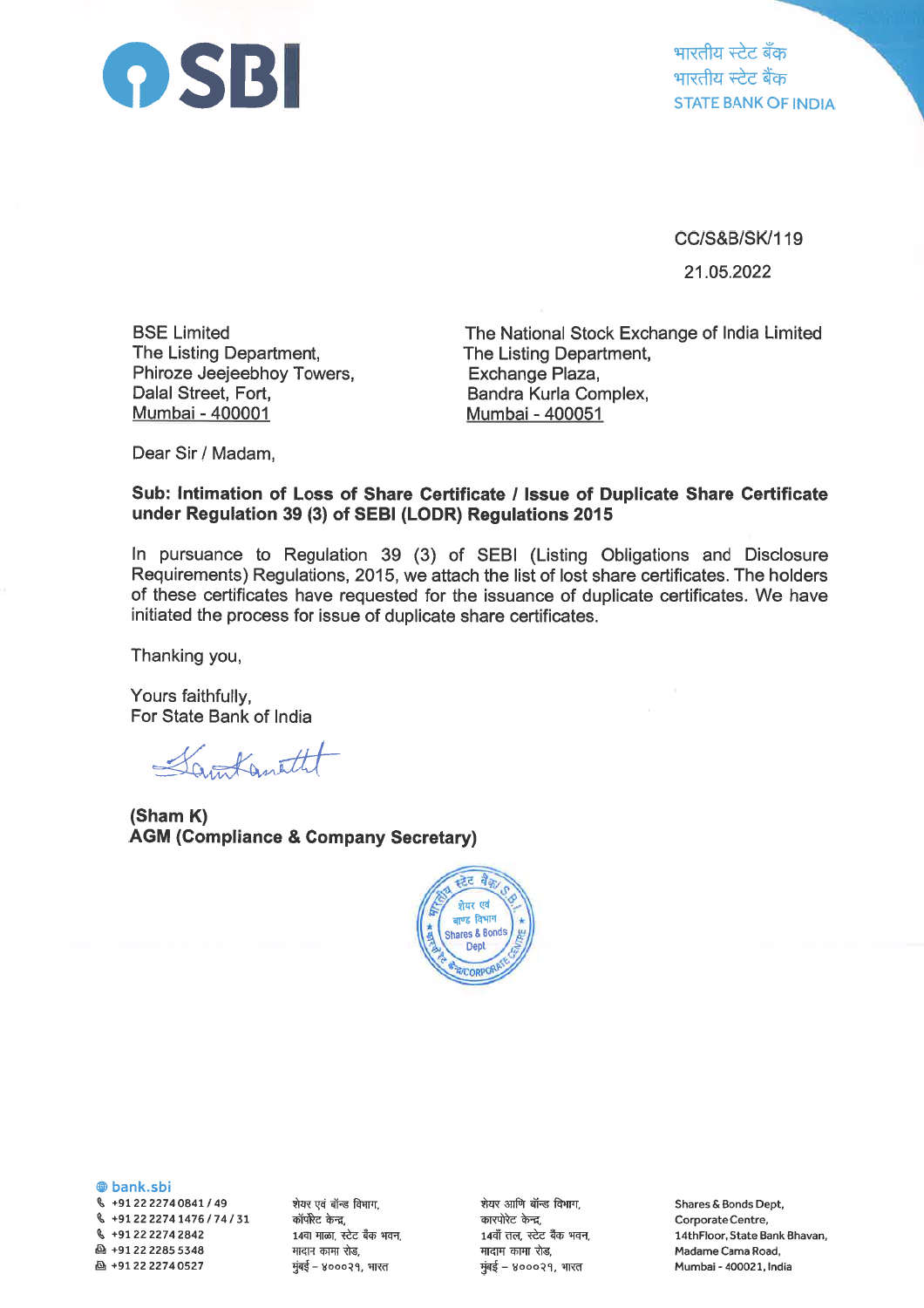SBI

भारतीय स्टेट बैंक
भारतीय स्टेट बैंक
STATE BANK OF INDIA

CC/S&B/SK/119

21.05.2022

BSE Limited
The Listing Department,
Phiroze Jeejeebhoy Towers,
Dalal Street, Fort,
Mumbai - 400001

The National Stock Exchange of India Limited
The Listing Department,
Exchange Plaza,
Bandra Kurla Complex,
Mumbai - 400051

Dear Sir / Madam,

**Sub: Intimation of Loss of Share Certificate / Issue of Duplicate Share Certificate under Regulation 39 (3) of SEBI (LODR) Regulations 2015**

In pursuance to Regulation 39 (3) of SEBI (Listing Obligations and Disclosure Requirements) Regulations, 2015, we attach the list of lost share certificates. The holders of these certificates have requested for the issuance of duplicate certificates. We have initiated the process for issue of duplicate share certificates.

Thanking you,

Yours faithfully,
For State Bank of India

**(Sham K)**
**AGM (Compliance & Company Secretary)**

bank.sbi
+91 22 2274 0841 / 49
+91 22 2274 1476 / 74 / 31
+91 22 2274 2842
+91 22 2285 5348
+91 22 2274 0527

शेयर एवं बॉन्ड विभाग,
कॉर्पोरेट केन्द्र,
14वा माळा, स्टेट बँक भवन,
मादाम कामा रोड,
मुंबई - ४०००२१, भारत

शेयर आणि बॉन्ड विभाग,
कारपोरेट केन्द्र,
14वाँ तल, स्टेट बैंक भवन,
मादाम कामा रोड,
मुंबई - ४०००२१, भारत

Shares & Bonds Dept,
Corporate Centre,
14thFloor, State Bank Bhavan,
Madame Cama Road,
Mumbai - 400021, India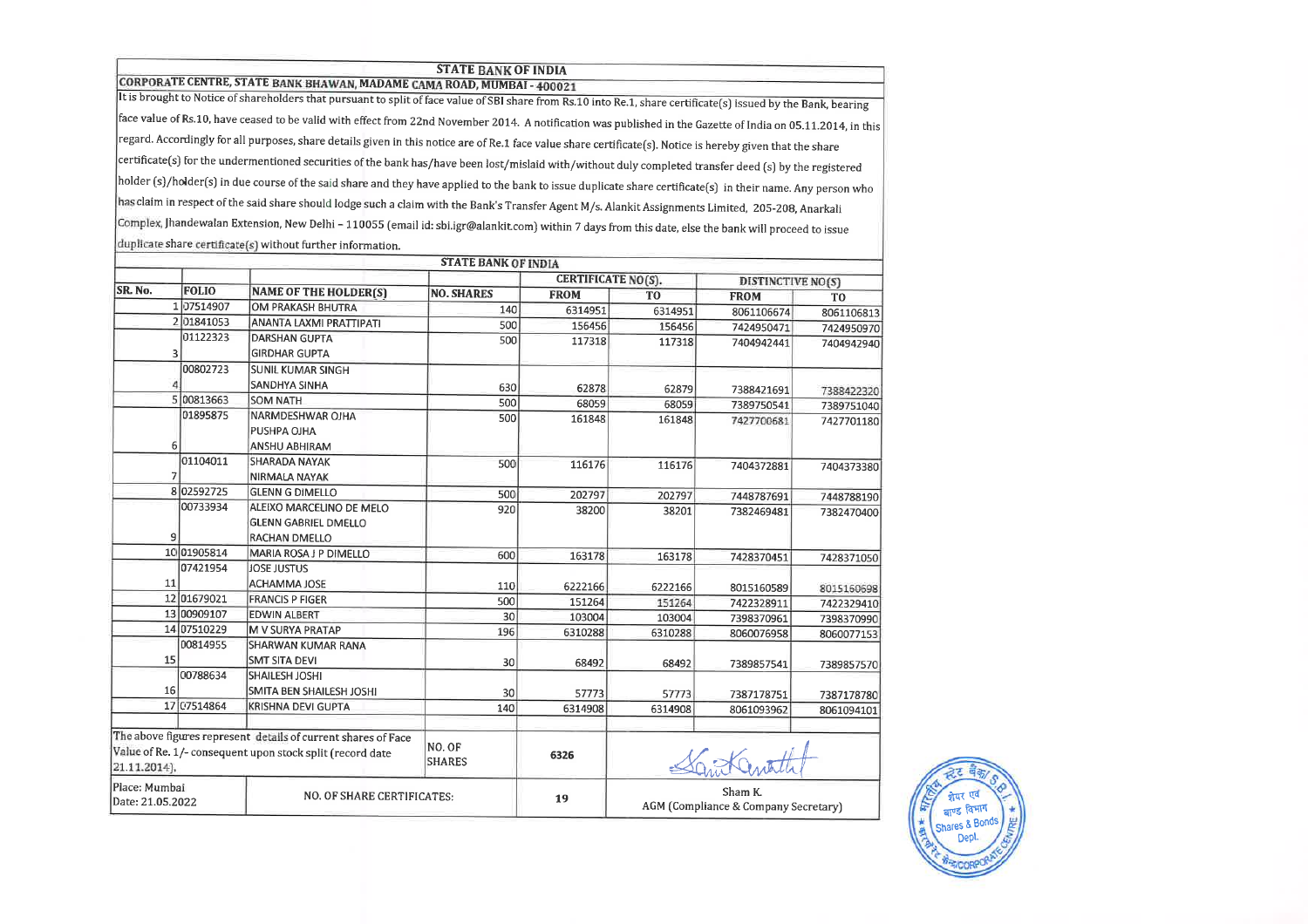# STATE BANK OF INDIA

## CORPORATE CENTRE, STATE BANK BHAWAN, MADAME CAMA ROAD, MUMBAI - 400021

It is brought to Notice of shareholders that pursuant to split of face value of SBI share from Rs.10 into Re.1, share certificate(s) issued by the Bank, bearing face value of Rs.10, have ceased to be valid with effect from 22nd November 2014. A notification was published in the Gazette of India on 05.11.2014, in this regard. Accordingly for all purposes, share details given in this notice are of Re.1 face value share certificate(s). Notice is hereby given that the share certificate(s) for the undermentioned securities of the bank has/have been lost/mislaid with/without duly completed transfer deed (s) by the registered holder (s)/holder(s) in due course of the said share and they have applied to the bank to issue duplicate share certificate(s) in their name. Any person who has claim in respect of the said share should lodge such a claim with the Bank's Transfer Agent M/s. Alankit Assignments Limited, 205-208, Anarkali Complex, Jhandewalan Extension, New Delhi – 110055 (email id: sbi.igr@alankit.com) within 7 days from this date, else the bank will proceed to issue duplicate share certificate(s) without further information.

**STATE BANK OF INDIA**

| SR. No. | FOLIO | NAME OF THE HOLDER(S) | NO. SHARES | CERTIFICATE NO(S). | | DISTINCTIVE NO(S) | |
|---|---|---|---|---|---|---|---|
| | | | | FROM | TO | FROM | TO |
| 1 | 07514907 | OM PRAKASH BHUTRA | 140 | 6314951 | 6314951 | 8061106674 | 8061106813 |
| 2 | 01841053 | ANANTA LAXMI PRATTIPATI | 500 | 156456 | 156456 | 7424950471 | 7424950970 |
| 3 | 01122323 | DARSHAN GUPTA<br>GIRDHAR GUPTA | 500 | 117318 | 117318 | 7404942441 | 7404942940 |
| 4 | 00802723 | SUNIL KUMAR SINGH<br>SANDHYA SINHA | 630 | 62878 | 62879 | 7388421691 | 7388422320 |
| 5 | 00813663 | SOM NATH | 500 | 68059 | 68059 | 7389750541 | 7389751040 |
| 6 | 01895875 | NARMDESHWAR OJHA<br>PUSHPA OJHA<br>ANSHU ABHIRAM | 500 | 161848 | 161848 | 7427700681 | 7427701180 |
| 7 | 01104011 | SHARADA NAYAK<br>NIRMALA NAYAK | 500 | 116176 | 116176 | 7404372881 | 7404373380 |
| 8 | 02592725 | GLENN G DIMELLO | 500 | 202797 | 202797 | 7448787691 | 7448788190 |
| 9 | 00733934 | ALEIXO MARCELINO DE MELO<br>GLENN GABRIEL DMELLO<br>RACHAN DMELLO | 920 | 38200 | 38201 | 7382469481 | 7382470400 |
| 10 | 01905814 | MARIA ROSA J P DIMELLO | 600 | 163178 | 163178 | 7428370451 | 7428371050 |
| 11 | 07421954 | JOSE JUSTUS<br>ACHAMMA JOSE | 110 | 6222166 | 6222166 | 8015160589 | 8015160698 |
| 12 | 01679021 | FRANCIS P FIGER | 500 | 151264 | 151264 | 7422328911 | 7422329410 |
| 13 | 00909107 | EDWIN ALBERT | 30 | 103004 | 103004 | 7398370961 | 7398370990 |
| 14 | 07510229 | M V SURYA PRATAP | 196 | 6310288 | 6310288 | 8060076958 | 8060077153 |
| 15 | 00814955 | SHARWAN KUMAR RANA<br>SMT SITA DEVI | 30 | 68492 | 68492 | 7389857541 | 7389857570 |
| 16 | 00788634 | SHAILESH JOSHI<br>SMITA BEN SHAILESH JOSHI | 30 | 57773 | 57773 | 7387178751 | 7387178780 |
| 17 | 07514864 | KRISHNA DEVI GUPTA | 140 | 6314908 | 6314908 | 8061093962 | 8061094101 |

| | | | |
|---|---|---|---|
| The above figures represent details of current shares of Face Value of Re. 1/- consequent upon stock split (record date 21.11.2014). | NO. OF SHARES | 6326 | |
| Place: Mumbai<br>Date: 21.05.2022 | NO. OF SHARE CERTIFICATES: | 19 | Sham K.<br>AGM (Compliance & Company Secretary) |